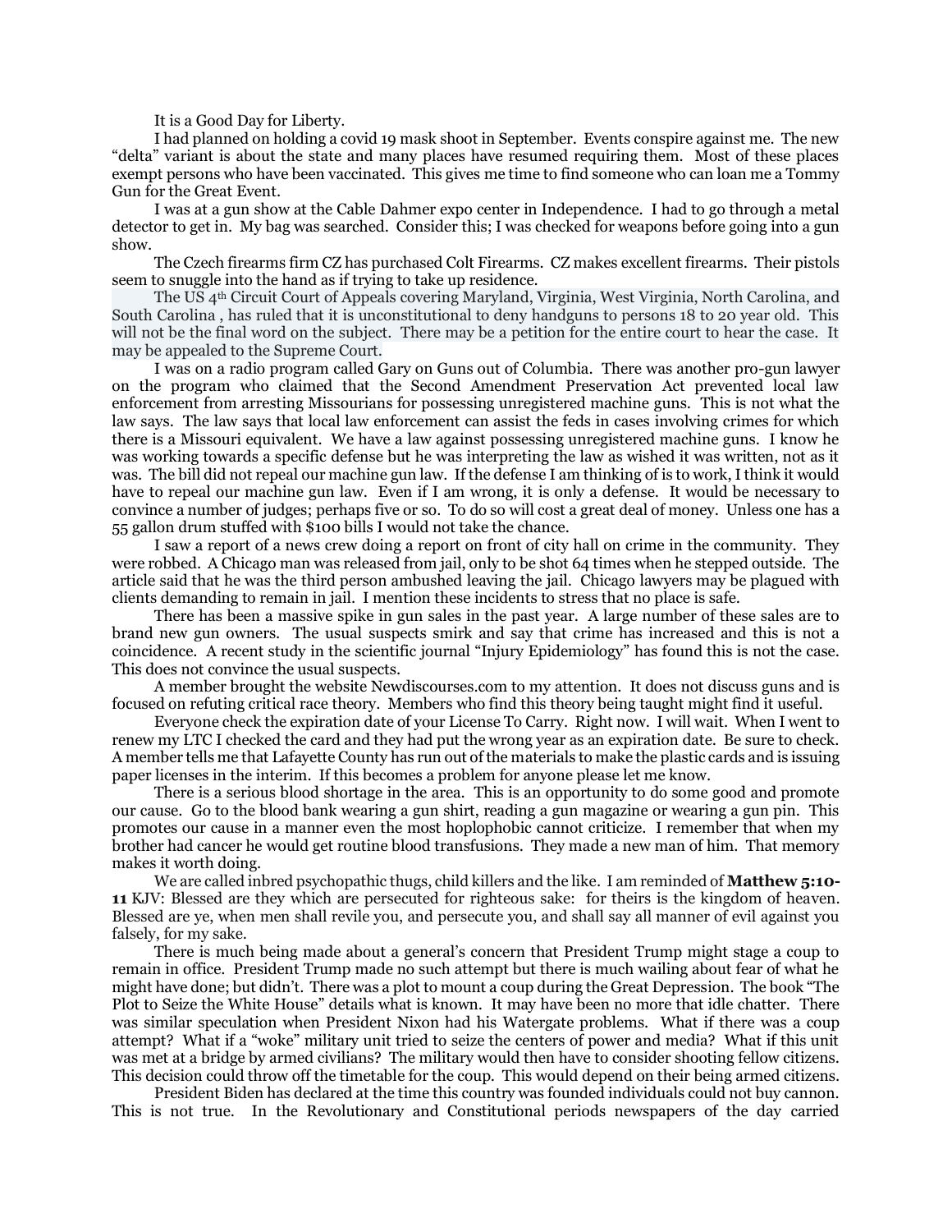It is a Good Day for Liberty.

I had planned on holding a covid 19 mask shoot in September. Events conspire against me. The new "delta" variant is about the state and many places have resumed requiring them. Most of these places exempt persons who have been vaccinated. This gives me time to find someone who can loan me a Tommy Gun for the Great Event.

I was at a gun show at the Cable Dahmer expo center in Independence. I had to go through a metal detector to get in. My bag was searched. Consider this; I was checked for weapons before going into a gun show.

The Czech firearms firm CZ has purchased Colt Firearms. CZ makes excellent firearms. Their pistols seem to snuggle into the hand as if trying to take up residence.

The US 4th Circuit Court of Appeals covering Maryland, Virginia, West Virginia, North Carolina, and South Carolina , has ruled that it is unconstitutional to deny handguns to persons 18 to 20 year old. This will not be the final word on the subject. There may be a petition for the entire court to hear the case. It may be appealed to the Supreme Court.

I was on a radio program called Gary on Guns out of Columbia. There was another pro-gun lawyer on the program who claimed that the Second Amendment Preservation Act prevented local law enforcement from arresting Missourians for possessing unregistered machine guns. This is not what the law says. The law says that local law enforcement can assist the feds in cases involving crimes for which there is a Missouri equivalent. We have a law against possessing unregistered machine guns. I know he was working towards a specific defense but he was interpreting the law as wished it was written, not as it was. The bill did not repeal our machine gun law. If the defense I am thinking of is to work, I think it would have to repeal our machine gun law. Even if I am wrong, it is only a defense. It would be necessary to convince a number of judges; perhaps five or so. To do so will cost a great deal of money. Unless one has a 55 gallon drum stuffed with $100 bills I would not take the chance.

I saw a report of a news crew doing a report on front of city hall on crime in the community. They were robbed. A Chicago man was released from jail, only to be shot 64 times when he stepped outside. The article said that he was the third person ambushed leaving the jail. Chicago lawyers may be plagued with clients demanding to remain in jail. I mention these incidents to stress that no place is safe.

There has been a massive spike in gun sales in the past year. A large number of these sales are to brand new gun owners. The usual suspects smirk and say that crime has increased and this is not a coincidence. A recent study in the scientific journal "Injury Epidemiology" has found this is not the case. This does not convince the usual suspects.

A member brought the website Newdiscourses.com to my attention. It does not discuss guns and is focused on refuting critical race theory. Members who find this theory being taught might find it useful.

Everyone check the expiration date of your License To Carry. Right now. I will wait. When I went to renew my LTC I checked the card and they had put the wrong year as an expiration date. Be sure to check. A member tells me that Lafayette County has run out of the materials to make the plastic cards and is issuing paper licenses in the interim. If this becomes a problem for anyone please let me know.

There is a serious blood shortage in the area. This is an opportunity to do some good and promote our cause. Go to the blood bank wearing a gun shirt, reading a gun magazine or wearing a gun pin. This promotes our cause in a manner even the most hoplophobic cannot criticize. I remember that when my brother had cancer he would get routine blood transfusions. They made a new man of him. That memory makes it worth doing.

We are called inbred psychopathic thugs, child killers and the like. I am reminded of **Matthew 5:10-11** KJV: Blessed are they which are persecuted for righteous sake: for theirs is the kingdom of heaven. Blessed are ye, when men shall revile you, and persecute you, and shall say all manner of evil against you falsely, for my sake.

There is much being made about a general's concern that President Trump might stage a coup to remain in office. President Trump made no such attempt but there is much wailing about fear of what he might have done; but didn't. There was a plot to mount a coup during the Great Depression. The book "The Plot to Seize the White House" details what is known. It may have been no more that idle chatter. There was similar speculation when President Nixon had his Watergate problems. What if there was a coup attempt? What if a "woke" military unit tried to seize the centers of power and media? What if this unit was met at a bridge by armed civilians? The military would then have to consider shooting fellow citizens. This decision could throw off the timetable for the coup. This would depend on their being armed citizens.

President Biden has declared at the time this country was founded individuals could not buy cannon. This is not true. In the Revolutionary and Constitutional periods newspapers of the day carried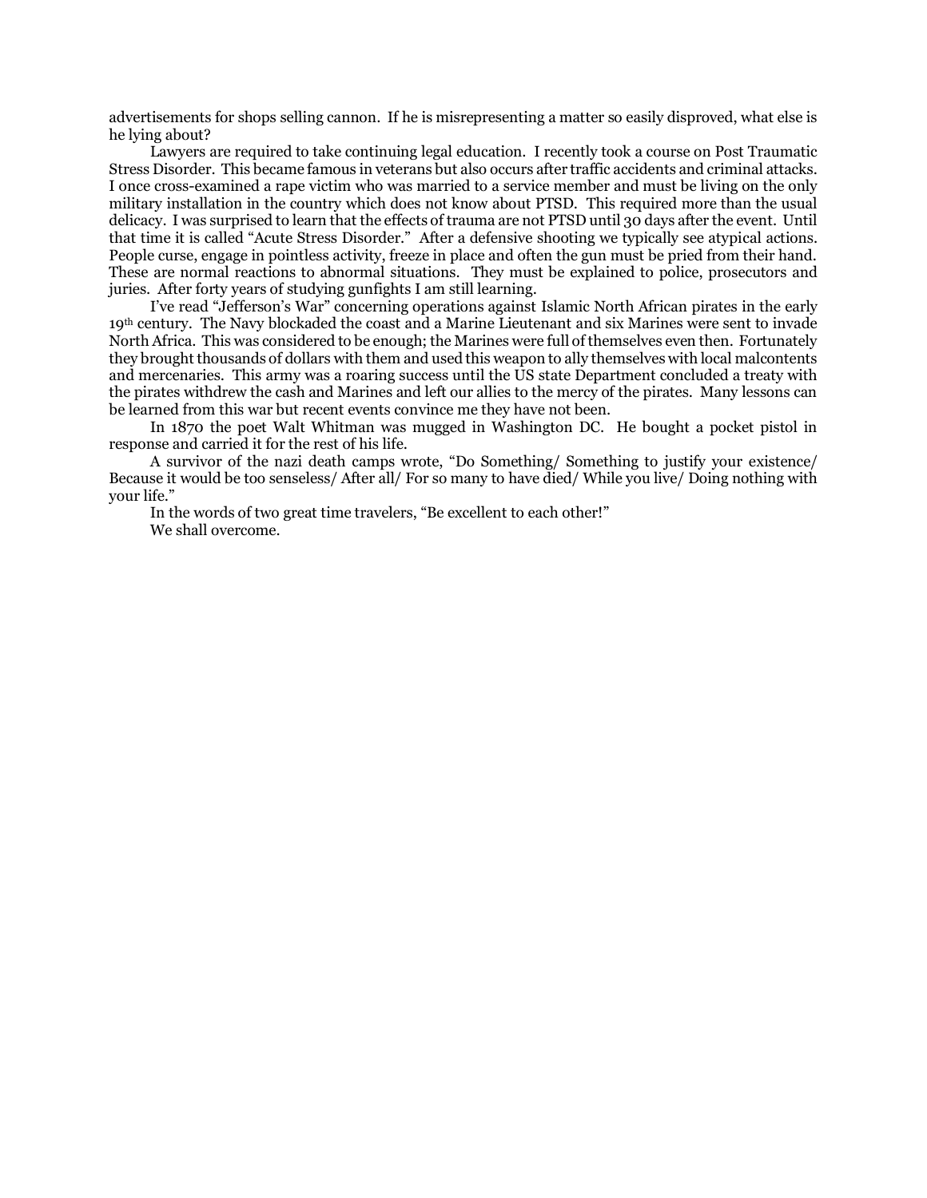advertisements for shops selling cannon. If he is misrepresenting a matter so easily disproved, what else is he lying about?

Lawyers are required to take continuing legal education. I recently took a course on Post Traumatic Stress Disorder. This became famous in veterans but also occurs after traffic accidents and criminal attacks. I once cross-examined a rape victim who was married to a service member and must be living on the only military installation in the country which does not know about PTSD. This required more than the usual delicacy. I was surprised to learn that the effects of trauma are not PTSD until 30 days after the event. Until that time it is called "Acute Stress Disorder." After a defensive shooting we typically see atypical actions. People curse, engage in pointless activity, freeze in place and often the gun must be pried from their hand. These are normal reactions to abnormal situations. They must be explained to police, prosecutors and juries. After forty years of studying gunfights I am still learning.

I've read "Jefferson's War" concerning operations against Islamic North African pirates in the early 19th century. The Navy blockaded the coast and a Marine Lieutenant and six Marines were sent to invade North Africa. This was considered to be enough; the Marines were full of themselves even then. Fortunately they brought thousands of dollars with them and used this weapon to ally themselves with local malcontents and mercenaries. This army was a roaring success until the US state Department concluded a treaty with the pirates withdrew the cash and Marines and left our allies to the mercy of the pirates. Many lessons can be learned from this war but recent events convince me they have not been.

In 1870 the poet Walt Whitman was mugged in Washington DC. He bought a pocket pistol in response and carried it for the rest of his life.

A survivor of the nazi death camps wrote, "Do Something/ Something to justify your existence/ Because it would be too senseless/ After all/ For so many to have died/ While you live/ Doing nothing with your life."

In the words of two great time travelers, "Be excellent to each other!"

We shall overcome.